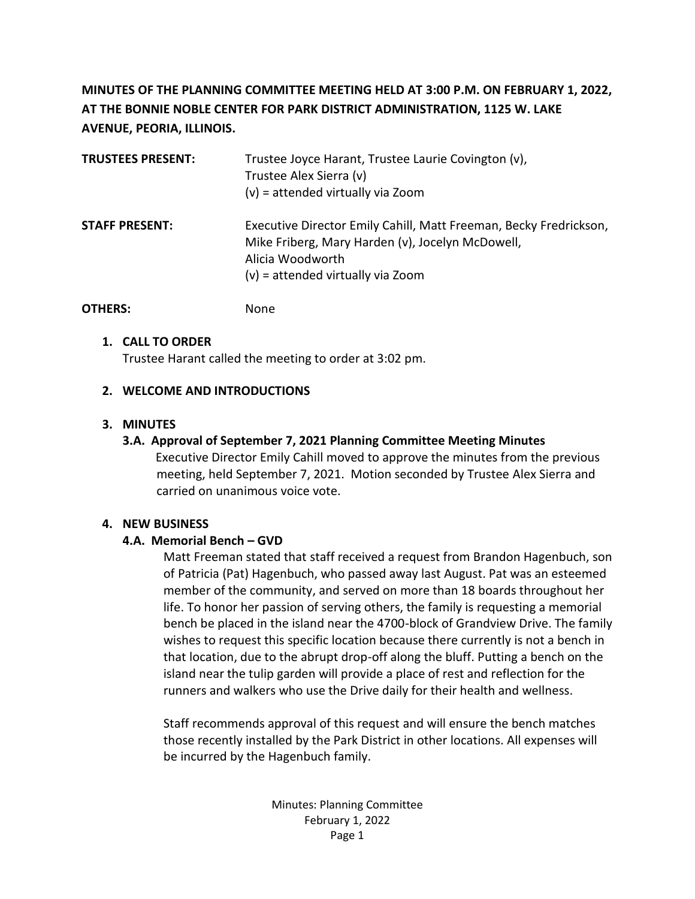**MINUTES OF THE PLANNING COMMITTEE MEETING HELD AT 3:00 P.M. ON FEBRUARY 1, 2022, AT THE BONNIE NOBLE CENTER FOR PARK DISTRICT ADMINISTRATION, 1125 W. LAKE AVENUE, PEORIA, ILLINOIS.**

**TRUSTEES PRESENT:** Trustee Joyce Harant, Trustee Laurie Covington (v), Trustee Alex Sierra (v)
(v) = attended virtually via Zoom

**STAFF PRESENT:** Executive Director Emily Cahill, Matt Freeman, Becky Fredrickson, Mike Friberg, Mary Harden (v), Jocelyn McDowell, Alicia Woodworth
(v) = attended virtually via Zoom

**OTHERS:** None

1. **CALL TO ORDER**
   Trustee Harant called the meeting to order at 3:02 pm.

2. **WELCOME AND INTRODUCTIONS**

3. **MINUTES**

   **3.A. Approval of September 7, 2021 Planning Committee Meeting Minutes**
   Executive Director Emily Cahill moved to approve the minutes from the previous meeting, held September 7, 2021. Motion seconded by Trustee Alex Sierra and carried on unanimous voice vote.

4. **NEW BUSINESS**

   **4.A. Memorial Bench – GVD**
   Matt Freeman stated that staff received a request from Brandon Hagenbuch, son of Patricia (Pat) Hagenbuch, who passed away last August. Pat was an esteemed member of the community, and served on more than 18 boards throughout her life. To honor her passion of serving others, the family is requesting a memorial bench be placed in the island near the 4700-block of Grandview Drive. The family wishes to request this specific location because there currently is not a bench in that location, due to the abrupt drop-off along the bluff. Putting a bench on the island near the tulip garden will provide a place of rest and reflection for the runners and walkers who use the Drive daily for their health and wellness.

   Staff recommends approval of this request and will ensure the bench matches those recently installed by the Park District in other locations. All expenses will be incurred by the Hagenbuch family.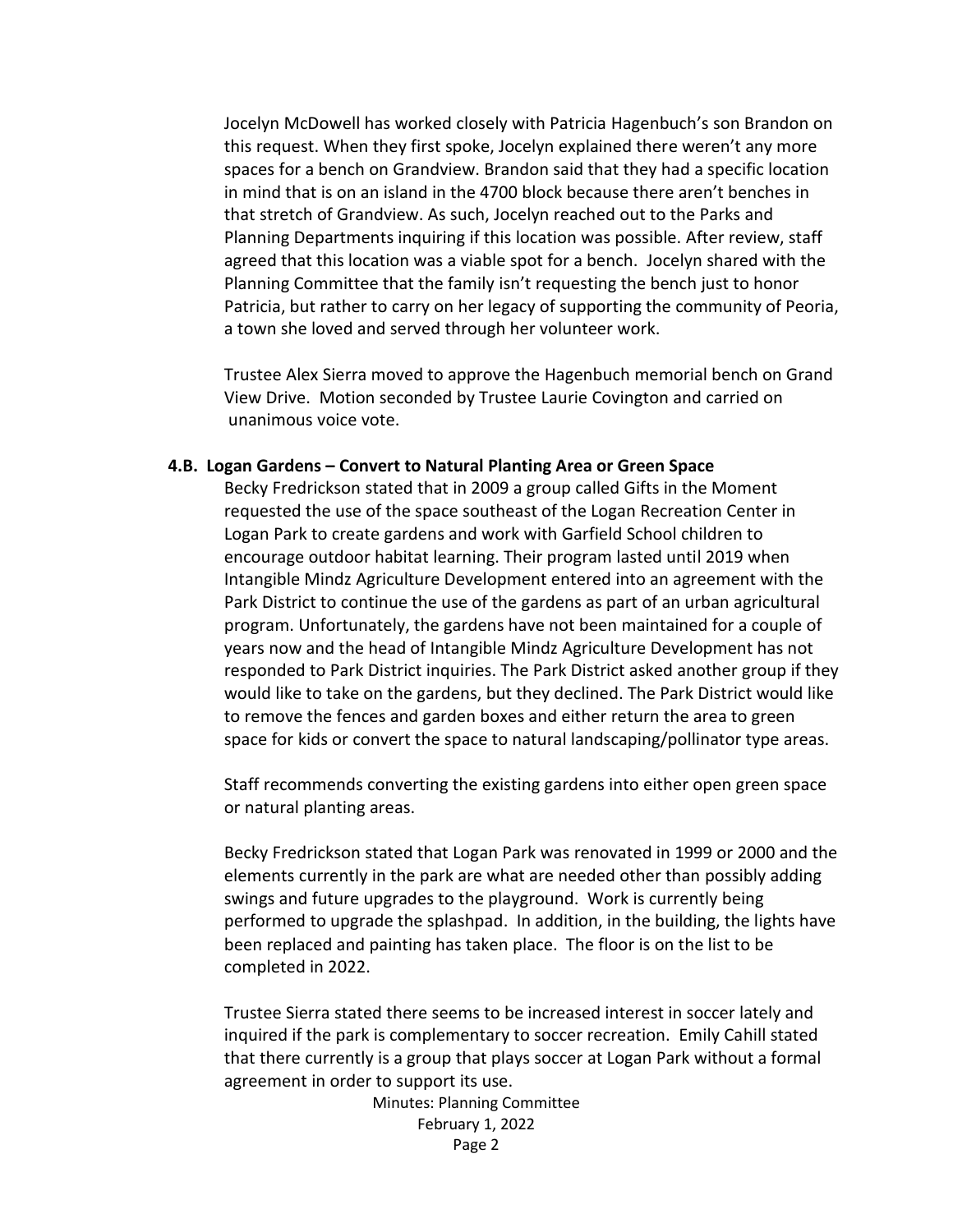Jocelyn McDowell has worked closely with Patricia Hagenbuch's son Brandon on this request. When they first spoke, Jocelyn explained there weren't any more spaces for a bench on Grandview. Brandon said that they had a specific location in mind that is on an island in the 4700 block because there aren't benches in that stretch of Grandview. As such, Jocelyn reached out to the Parks and Planning Departments inquiring if this location was possible. After review, staff agreed that this location was a viable spot for a bench. Jocelyn shared with the Planning Committee that the family isn't requesting the bench just to honor Patricia, but rather to carry on her legacy of supporting the community of Peoria, a town she loved and served through her volunteer work.

Trustee Alex Sierra moved to approve the Hagenbuch memorial bench on Grand View Drive. Motion seconded by Trustee Laurie Covington and carried on unanimous voice vote.

**4.B. Logan Gardens – Convert to Natural Planting Area or Green Space**

Becky Fredrickson stated that in 2009 a group called Gifts in the Moment requested the use of the space southeast of the Logan Recreation Center in Logan Park to create gardens and work with Garfield School children to encourage outdoor habitat learning. Their program lasted until 2019 when Intangible Mindz Agriculture Development entered into an agreement with the Park District to continue the use of the gardens as part of an urban agricultural program. Unfortunately, the gardens have not been maintained for a couple of years now and the head of Intangible Mindz Agriculture Development has not responded to Park District inquiries. The Park District asked another group if they would like to take on the gardens, but they declined. The Park District would like to remove the fences and garden boxes and either return the area to green space for kids or convert the space to natural landscaping/pollinator type areas.

Staff recommends converting the existing gardens into either open green space or natural planting areas.

Becky Fredrickson stated that Logan Park was renovated in 1999 or 2000 and the elements currently in the park are what are needed other than possibly adding swings and future upgrades to the playground. Work is currently being performed to upgrade the splashpad. In addition, in the building, the lights have been replaced and painting has taken place. The floor is on the list to be completed in 2022.

Trustee Sierra stated there seems to be increased interest in soccer lately and inquired if the park is complementary to soccer recreation. Emily Cahill stated that there currently is a group that plays soccer at Logan Park without a formal agreement in order to support its use.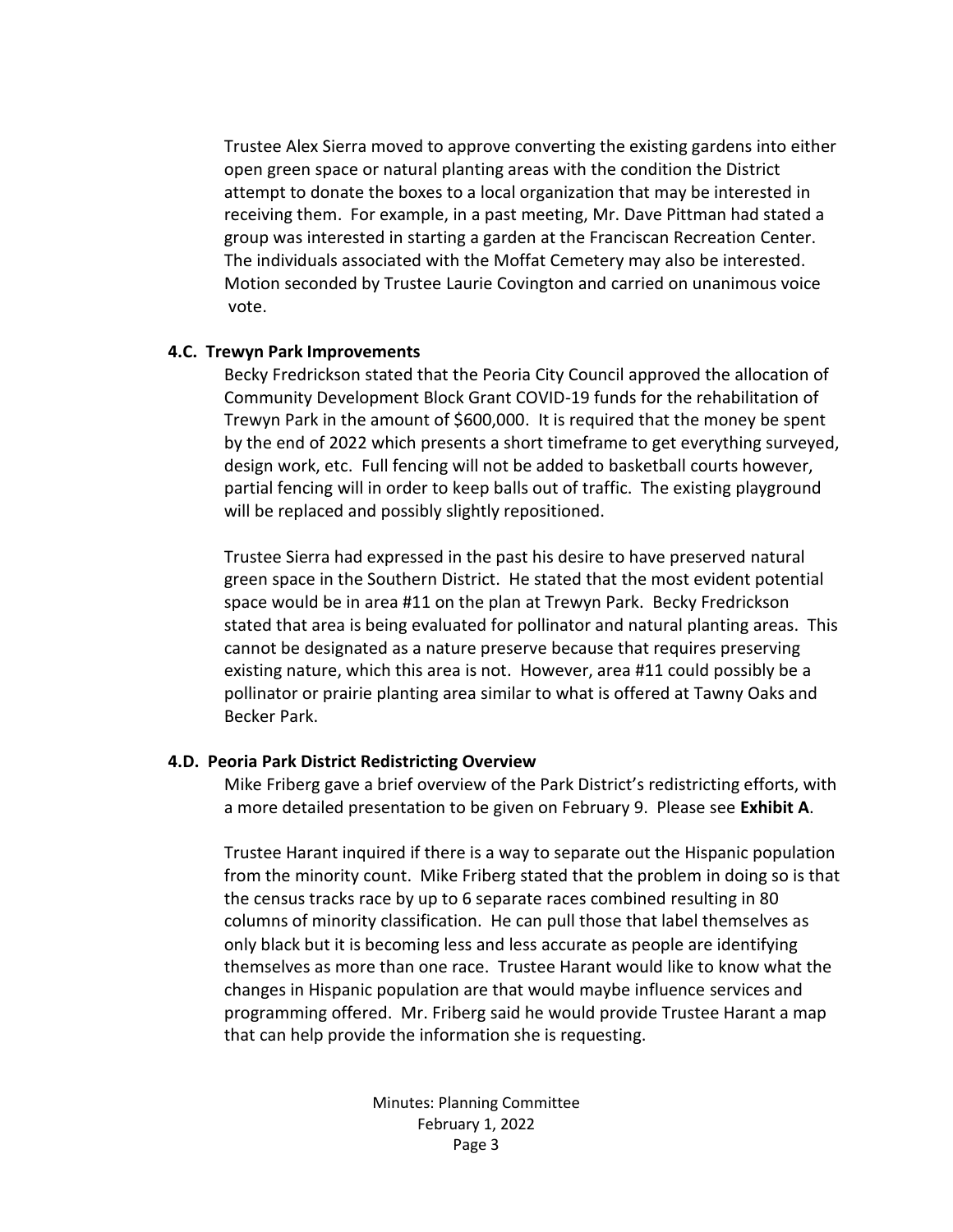Trustee Alex Sierra moved to approve converting the existing gardens into either open green space or natural planting areas with the condition the District attempt to donate the boxes to a local organization that may be interested in receiving them. For example, in a past meeting, Mr. Dave Pittman had stated a group was interested in starting a garden at the Franciscan Recreation Center. The individuals associated with the Moffat Cemetery may also be interested. Motion seconded by Trustee Laurie Covington and carried on unanimous voice vote.

**4.C. Trewyn Park Improvements**

Becky Fredrickson stated that the Peoria City Council approved the allocation of Community Development Block Grant COVID-19 funds for the rehabilitation of Trewyn Park in the amount of $600,000. It is required that the money be spent by the end of 2022 which presents a short timeframe to get everything surveyed, design work, etc. Full fencing will not be added to basketball courts however, partial fencing will in order to keep balls out of traffic. The existing playground will be replaced and possibly slightly repositioned.

Trustee Sierra had expressed in the past his desire to have preserved natural green space in the Southern District. He stated that the most evident potential space would be in area #11 on the plan at Trewyn Park. Becky Fredrickson stated that area is being evaluated for pollinator and natural planting areas. This cannot be designated as a nature preserve because that requires preserving existing nature, which this area is not. However, area #11 could possibly be a pollinator or prairie planting area similar to what is offered at Tawny Oaks and Becker Park.

**4.D. Peoria Park District Redistricting Overview**

Mike Friberg gave a brief overview of the Park District's redistricting efforts, with a more detailed presentation to be given on February 9. Please see **Exhibit A**.

Trustee Harant inquired if there is a way to separate out the Hispanic population from the minority count. Mike Friberg stated that the problem in doing so is that the census tracks race by up to 6 separate races combined resulting in 80 columns of minority classification. He can pull those that label themselves as only black but it is becoming less and less accurate as people are identifying themselves as more than one race. Trustee Harant would like to know what the changes in Hispanic population are that would maybe influence services and programming offered. Mr. Friberg said he would provide Trustee Harant a map that can help provide the information she is requesting.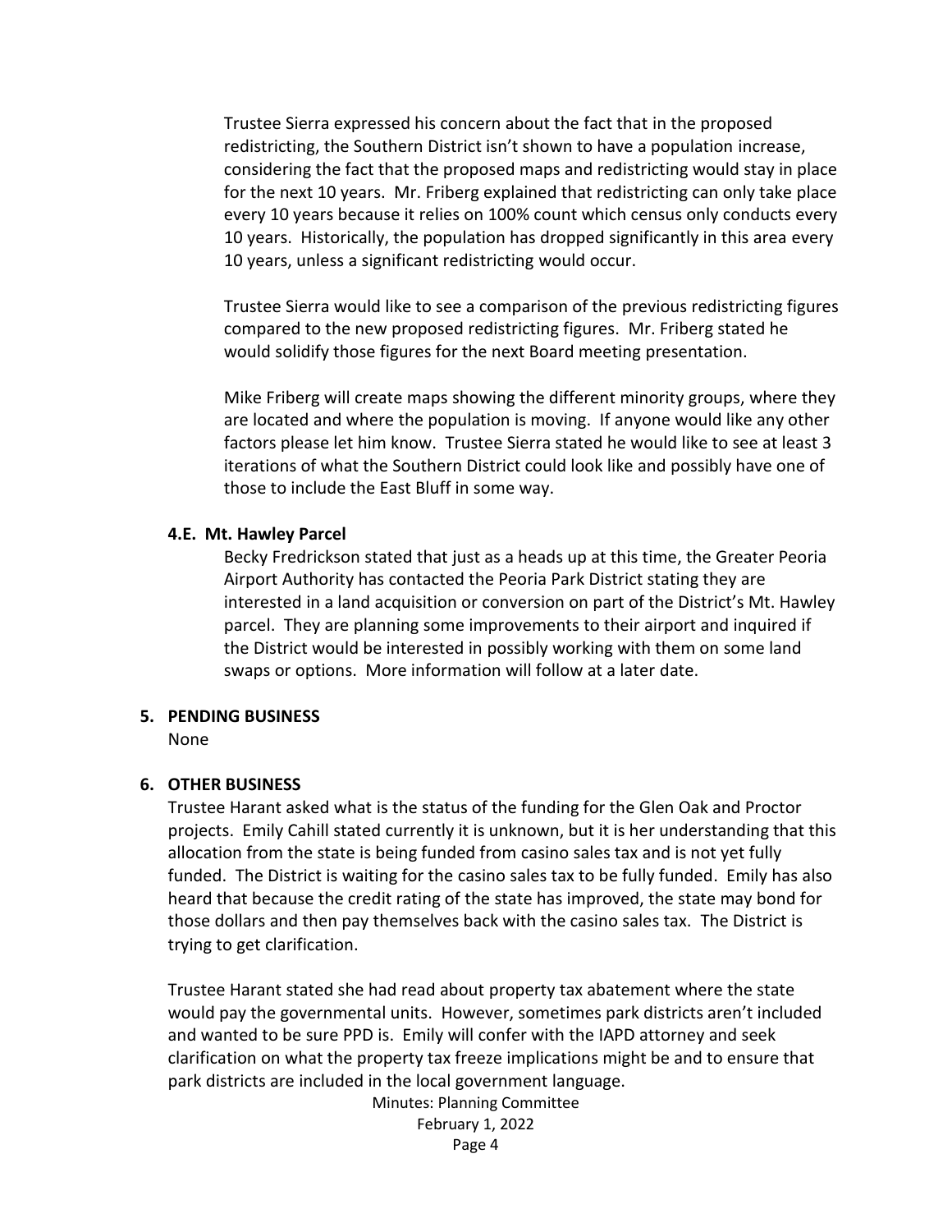Trustee Sierra expressed his concern about the fact that in the proposed redistricting, the Southern District isn't shown to have a population increase, considering the fact that the proposed maps and redistricting would stay in place for the next 10 years. Mr. Friberg explained that redistricting can only take place every 10 years because it relies on 100% count which census only conducts every 10 years. Historically, the population has dropped significantly in this area every 10 years, unless a significant redistricting would occur.

Trustee Sierra would like to see a comparison of the previous redistricting figures compared to the new proposed redistricting figures. Mr. Friberg stated he would solidify those figures for the next Board meeting presentation.

Mike Friberg will create maps showing the different minority groups, where they are located and where the population is moving. If anyone would like any other factors please let him know. Trustee Sierra stated he would like to see at least 3 iterations of what the Southern District could look like and possibly have one of those to include the East Bluff in some way.

### 4.E. Mt. Hawley Parcel

Becky Fredrickson stated that just as a heads up at this time, the Greater Peoria Airport Authority has contacted the Peoria Park District stating they are interested in a land acquisition or conversion on part of the District's Mt. Hawley parcel. They are planning some improvements to their airport and inquired if the District would be interested in possibly working with them on some land swaps or options. More information will follow at a later date.

## 5. PENDING BUSINESS

None

## 6. OTHER BUSINESS

Trustee Harant asked what is the status of the funding for the Glen Oak and Proctor projects. Emily Cahill stated currently it is unknown, but it is her understanding that this allocation from the state is being funded from casino sales tax and is not yet fully funded. The District is waiting for the casino sales tax to be fully funded. Emily has also heard that because the credit rating of the state has improved, the state may bond for those dollars and then pay themselves back with the casino sales tax. The District is trying to get clarification.

Trustee Harant stated she had read about property tax abatement where the state would pay the governmental units. However, sometimes park districts aren't included and wanted to be sure PPD is. Emily will confer with the IAPD attorney and seek clarification on what the property tax freeze implications might be and to ensure that park districts are included in the local government language.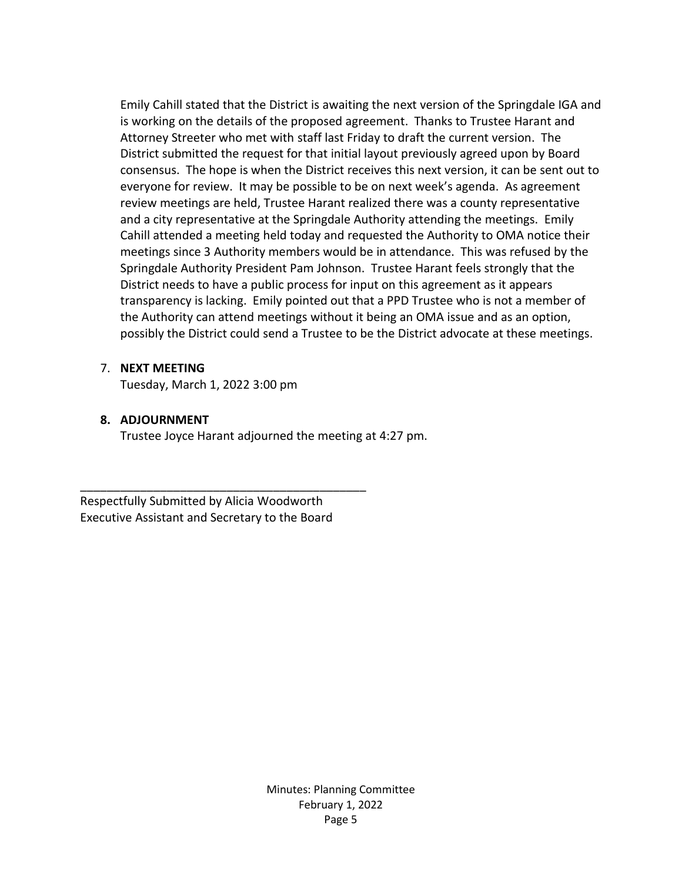Emily Cahill stated that the District is awaiting the next version of the Springdale IGA and is working on the details of the proposed agreement. Thanks to Trustee Harant and Attorney Streeter who met with staff last Friday to draft the current version. The District submitted the request for that initial layout previously agreed upon by Board consensus. The hope is when the District receives this next version, it can be sent out to everyone for review. It may be possible to be on next week's agenda. As agreement review meetings are held, Trustee Harant realized there was a county representative and a city representative at the Springdale Authority attending the meetings. Emily Cahill attended a meeting held today and requested the Authority to OMA notice their meetings since 3 Authority members would be in attendance. This was refused by the Springdale Authority President Pam Johnson. Trustee Harant feels strongly that the District needs to have a public process for input on this agreement as it appears transparency is lacking. Emily pointed out that a PPD Trustee who is not a member of the Authority can attend meetings without it being an OMA issue and as an option, possibly the District could send a Trustee to be the District advocate at these meetings.

7. **NEXT MEETING**
   Tuesday, March 1, 2022 3:00 pm

8. **ADJOURNMENT**
   Trustee Joyce Harant adjourned the meeting at 4:27 pm.

\_\_\_\_\_\_\_\_\_\_\_\_\_\_\_\_\_\_\_\_\_\_\_\_\_\_\_\_\_\_\_\_\_\_\_\_\_\_\_\_\_\_\_\_

Respectfully Submitted by Alicia Woodworth
Executive Assistant and Secretary to the Board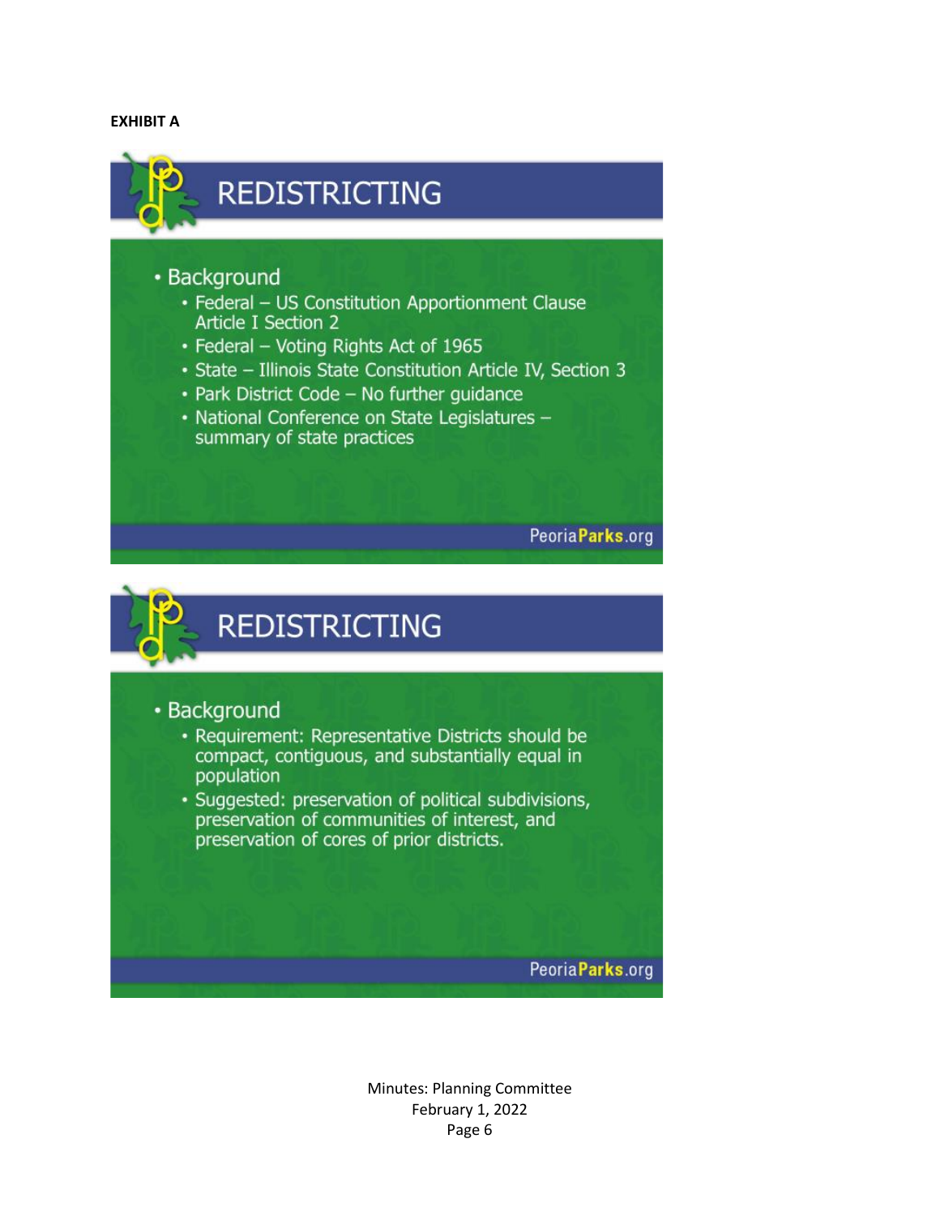**EXHIBIT A**

## REDISTRICTING

- Background
  - Federal – US Constitution Apportionment Clause Article I Section 2
  - Federal – Voting Rights Act of 1965
  - State – Illinois State Constitution Article IV, Section 3
  - Park District Code – No further guidance
  - National Conference on State Legislatures – summary of state practices

PeoriaParks.org

## REDISTRICTING

- Background
  - Requirement: Representative Districts should be compact, contiguous, and substantially equal in population
  - Suggested: preservation of political subdivisions, preservation of communities of interest, and preservation of cores of prior districts.

PeoriaParks.org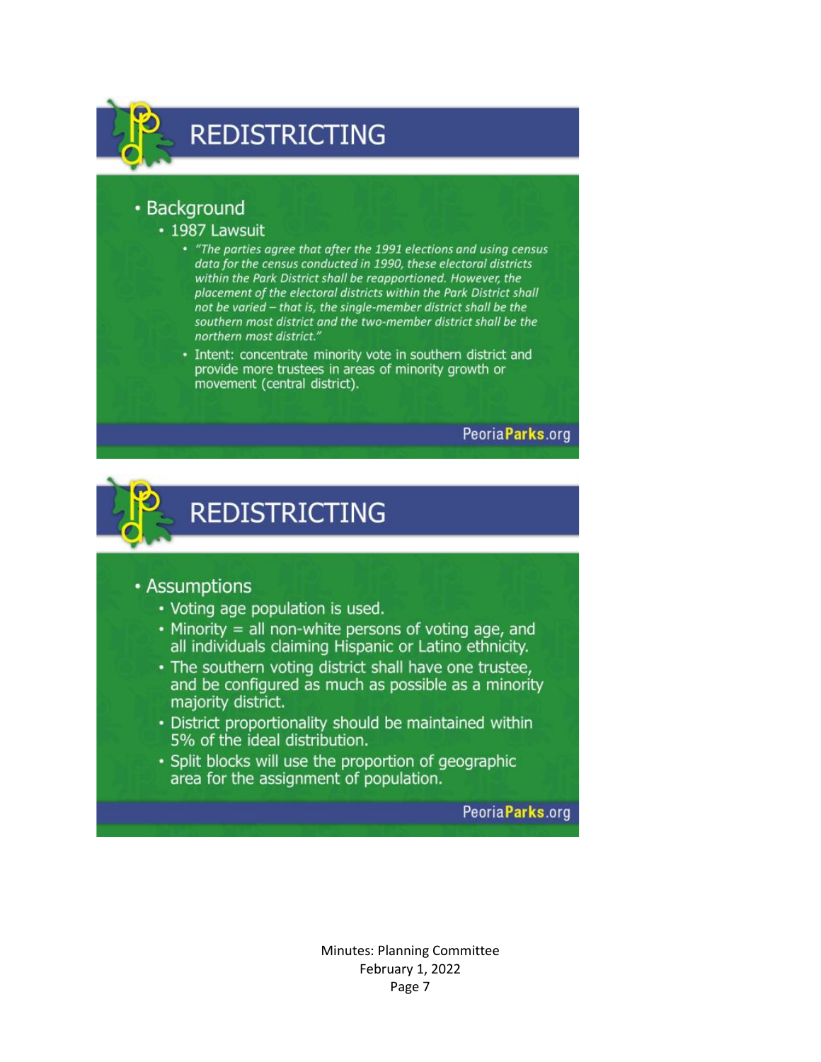## REDISTRICTING

- Background
  - 1987 Lawsuit
    - *"The parties agree that after the 1991 elections and using census data for the census conducted in 1990, these electoral districts within the Park District shall be reapportioned. However, the placement of the electoral districts within the Park District shall not be varied – that is, the single-member district shall be the southern most district and the two-member district shall be the northern most district."*
    - Intent: concentrate minority vote in southern district and provide more trustees in areas of minority growth or movement (central district).

PeoriaParks.org

## REDISTRICTING

- Assumptions
  - Voting age population is used.
  - Minority = all non-white persons of voting age, and all individuals claiming Hispanic or Latino ethnicity.
  - The southern voting district shall have one trustee, and be configured as much as possible as a minority majority district.
  - District proportionality should be maintained within 5% of the ideal distribution.
  - Split blocks will use the proportion of geographic area for the assignment of population.

PeoriaParks.org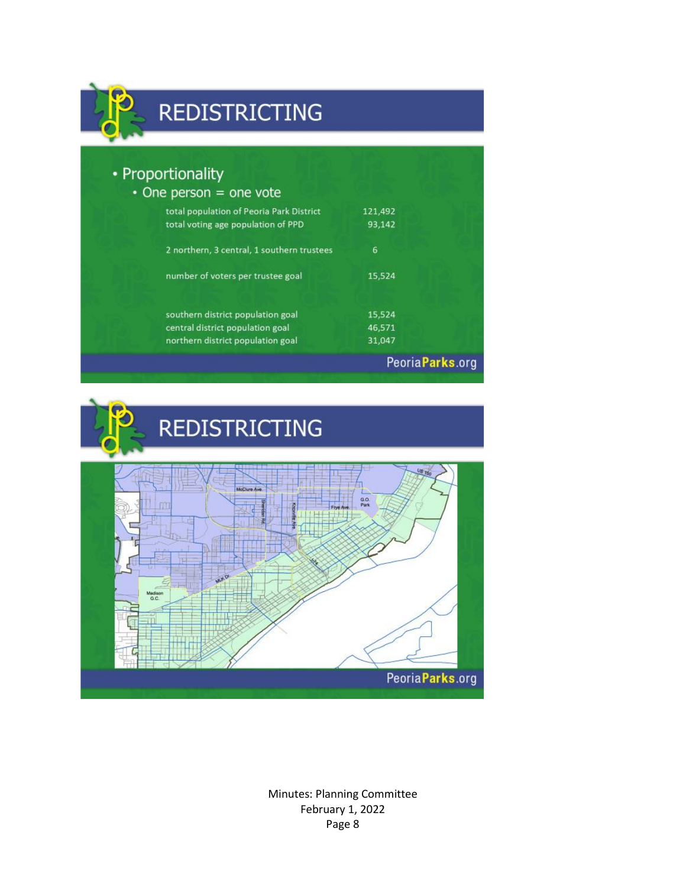# REDISTRICTING

- Proportionality
  - One person = one vote

| | |
|---|---|
| total population of Peoria Park District | 121,492 |
| total voting age population of PPD | 93,142 |
| 2 northern, 3 central, 1 southern trustees | 6 |
| number of voters per trustee goal | 15,524 |
| southern district population goal | 15,524 |
| central district population goal | 46,571 |
| northern district population goal | 31,047 |

PeoriaParks.org

# REDISTRICTING

PeoriaParks.org

Minutes: Planning Committee
February 1, 2022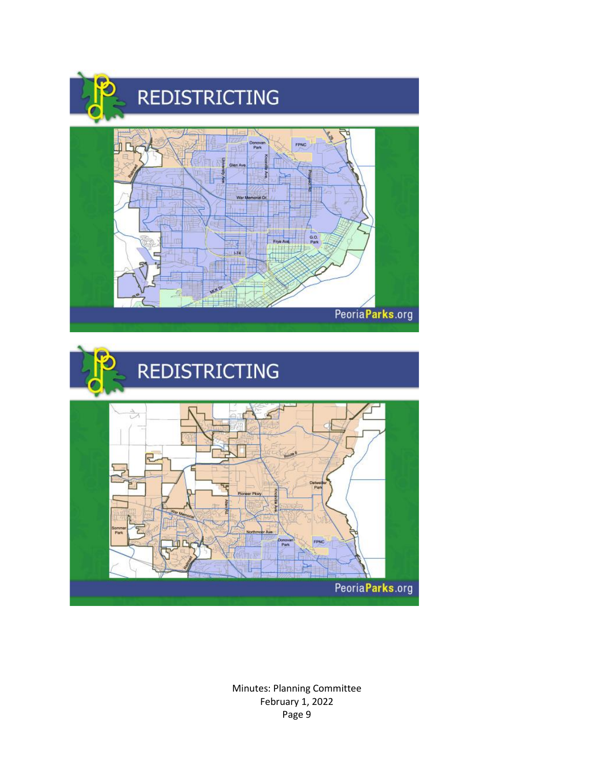# REDISTRICTING

# REDISTRICTING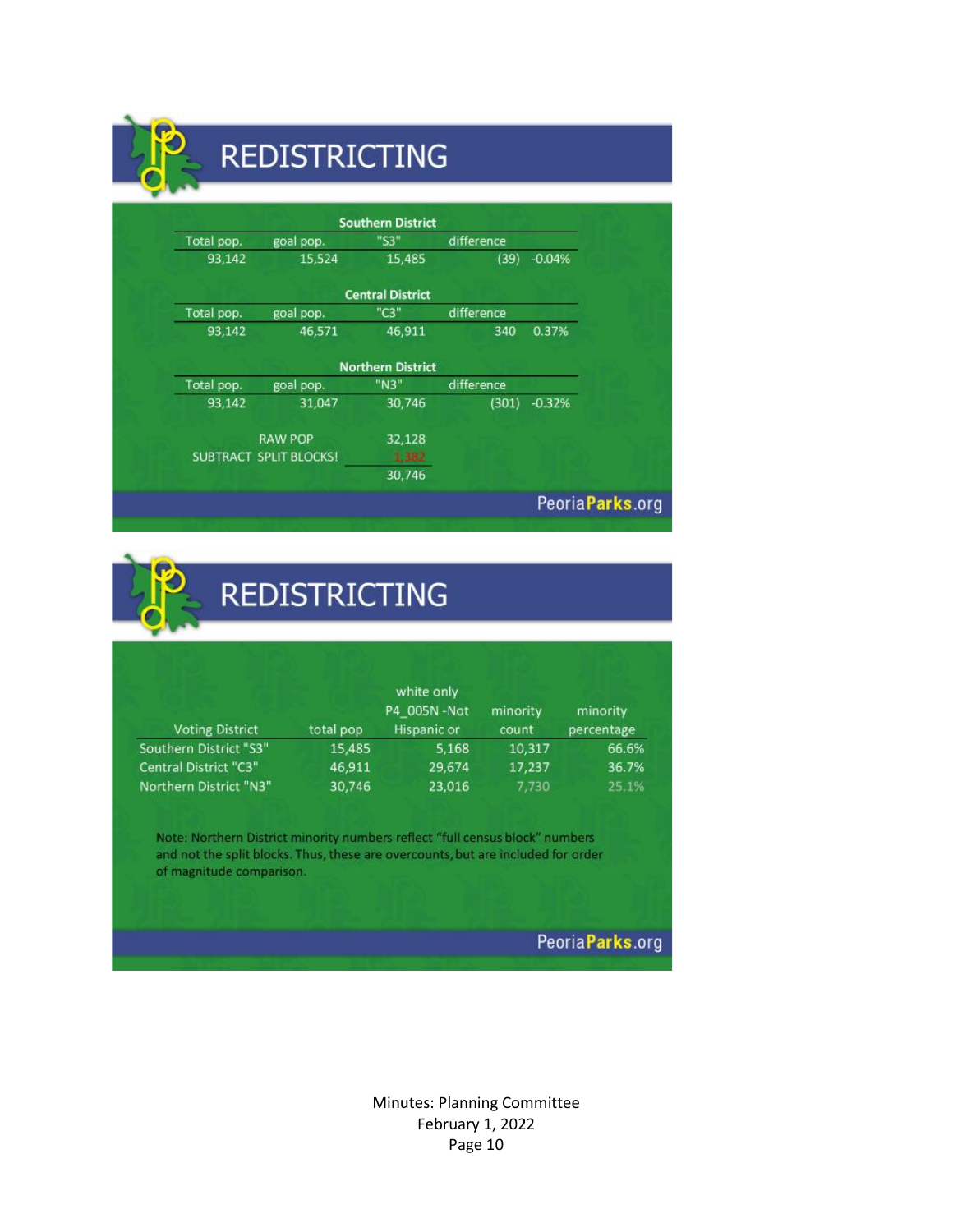## REDISTRICTING

**Southern District**

| Total pop. | goal pop. | "S3" | difference | |
|---|---|---|---|---|
| 93,142 | 15,524 | 15,485 | (39) | -0.04% |

**Central District**

| Total pop. | goal pop. | "C3" | difference | |
|---|---|---|---|---|
| 93,142 | 46,571 | 46,911 | 340 | 0.37% |

**Northern District**

| Total pop. | goal pop. | "N3" | difference | |
|---|---|---|---|---|
| 93,142 | 31,047 | 30,746 | (301) | -0.32% |

| | |
|---|---|
| RAW POP | 32,128 |
| SUBTRACT SPLIT BLOCKS! | 1,382 |
| | 30,746 |

PeoriaParks.org

## REDISTRICTING

| Voting District | total pop | white only P4_005N -Not Hispanic or | minority count | minority percentage |
|---|---|---|---|---|
| Southern District "S3" | 15,485 | 5,168 | 10,317 | 66.6% |
| Central District "C3" | 46,911 | 29,674 | 17,237 | 36.7% |
| Northern District "N3" | 30,746 | 23,016 | 7,730 | 25.1% |

Note: Northern District minority numbers reflect "full census block" numbers and not the split blocks. Thus, these are overcounts, but are included for order of magnitude comparison.

PeoriaParks.org

Minutes: Planning Committee
February 1, 2022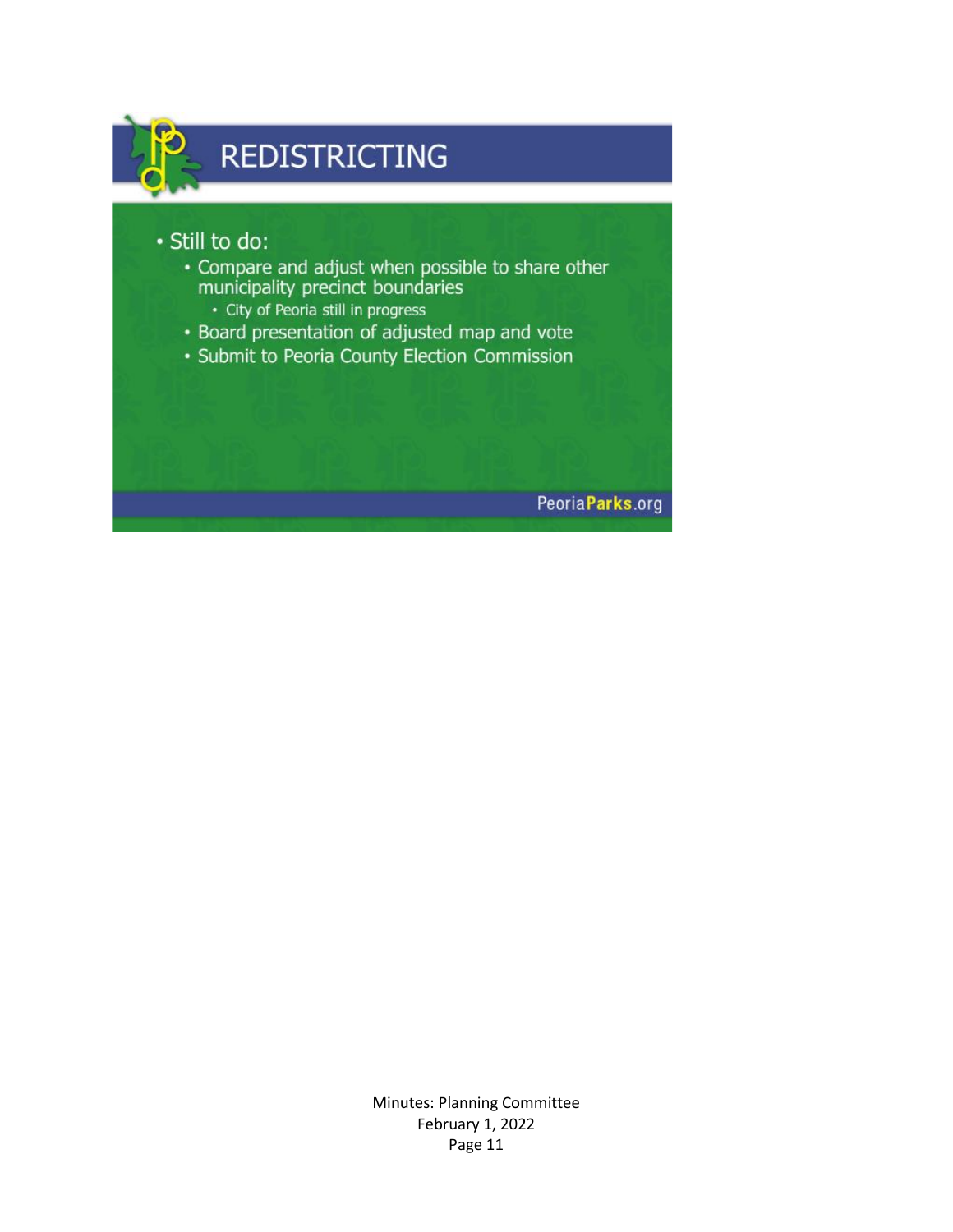## REDISTRICTING

- Still to do:
  - Compare and adjust when possible to share other municipality precinct boundaries
    - City of Peoria still in progress
  - Board presentation of adjusted map and vote
  - Submit to Peoria County Election Commission

PeoriaParks.org